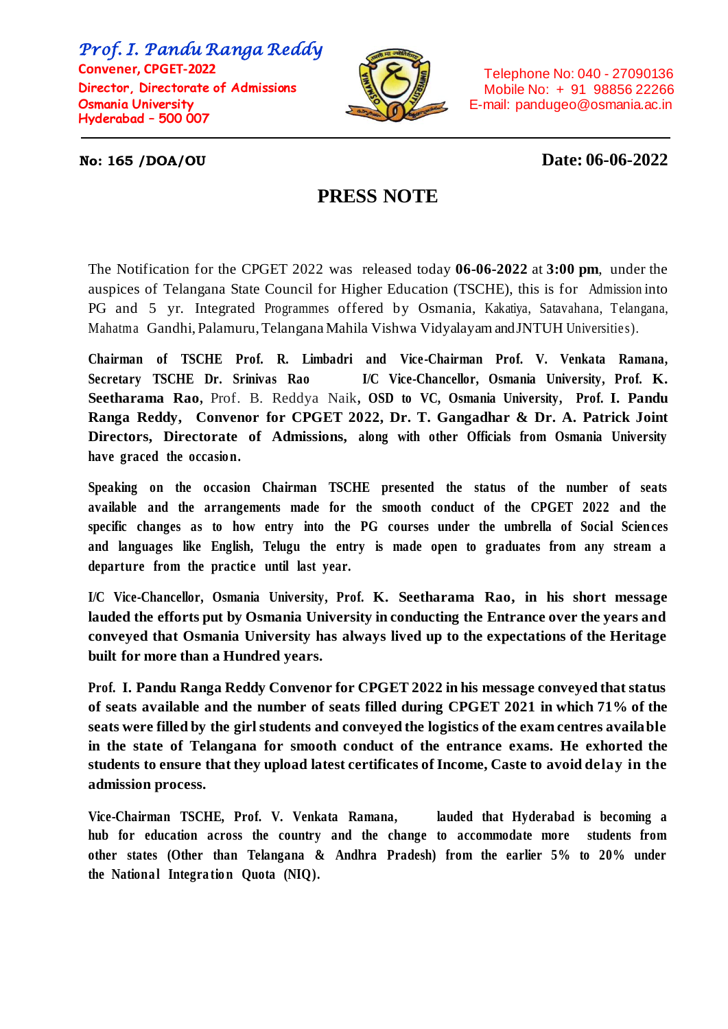*Prof. I. Pandu Ranga Reddy*
**Convener, CPGET-2022**
**Director, Directorate of Admissions**
**Osmania University**
**Hyderabad – 500 007**

Telephone No: 040 - 27090136
Mobile No: + 91 98856 22266
E-mail: pandugeo@osmania.ac.in

**No: 165 /DOA/OU** **Date: 06-06-2022**

# PRESS NOTE

The Notification for the CPGET 2022 was released today **06-06-2022** at **3:00 pm**, under the auspices of Telangana State Council for Higher Education (TSCHE), this is for Admission into PG and 5 yr. Integrated Programmes offered by Osmania, Kakatiya, Satavahana, Telangana, Mahatma Gandhi, Palamuru, Telangana Mahila Vishwa Vidyalayam and JNTUH Universities).

**Chairman of TSCHE Prof. R. Limbadri and Vice-Chairman Prof. V. Venkata Ramana, Secretary TSCHE Dr. Srinivas Rao I/C Vice-Chancellor, Osmania University, Prof. K. Seetharama Rao,** Prof. B. Reddya Naik**, OSD to VC, Osmania University, Prof. I. Pandu Ranga Reddy, Convenor for CPGET 2022, Dr. T. Gangadhar & Dr. A. Patrick Joint Directors, Directorate of Admissions, along with other Officials from Osmania University have graced the occasion.**

**Speaking on the occasion Chairman TSCHE presented the status of the number of seats available and the arrangements made for the smooth conduct of the CPGET 2022 and the specific changes as to how entry into the PG courses under the umbrella of Social Sciences and languages like English, Telugu the entry is made open to graduates from any stream a departure from the practice until last year.**

**I/C Vice-Chancellor, Osmania University, Prof. K. Seetharama Rao, in his short message lauded the efforts put by Osmania University in conducting the Entrance over the years and conveyed that Osmania University has always lived up to the expectations of the Heritage built for more than a Hundred years.**

**Prof. I. Pandu Ranga Reddy Convenor for CPGET 2022 in his message conveyed that status of seats available and the number of seats filled during CPGET 2021 in which 71% of the seats were filled by the girl students and conveyed the logistics of the exam centres available in the state of Telangana for smooth conduct of the entrance exams. He exhorted the students to ensure that they upload latest certificates of Income, Caste to avoid delay in the admission process.**

**Vice-Chairman TSCHE, Prof. V. Venkata Ramana, lauded that Hyderabad is becoming a hub for education across the country and the change to accommodate more students from other states (Other than Telangana & Andhra Pradesh) from the earlier 5% to 20% under the National Integration Quota (NIQ).**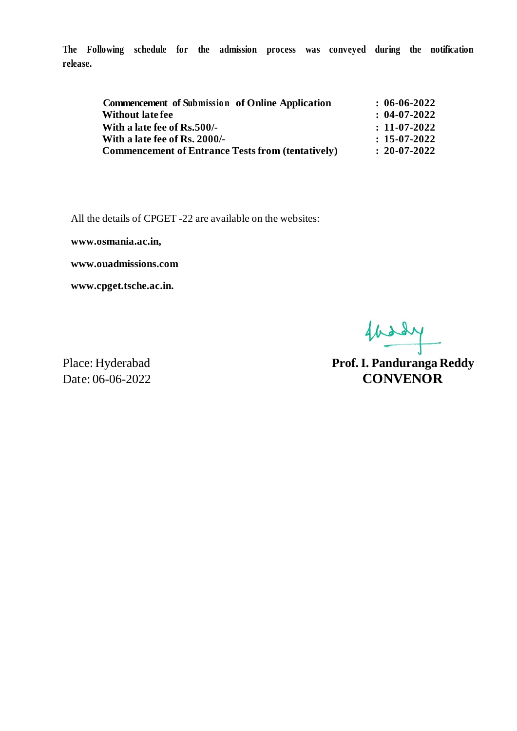**The Following schedule for the admission process was conveyed during the notification release.**

| | |
|---|---|
| **Commencement of Submission of Online Application** | **: 06-06-2022** |
| **Without late fee** | **: 04-07-2022** |
| **With a late fee of Rs.500/-** | **: 11-07-2022** |
| **With a late fee of Rs. 2000/-** | **: 15-07-2022** |
| **Commencement of Entrance Tests from (tentatively)** | **: 20-07-2022** |

All the details of CPGET -22 are available on the websites:

**www.osmania.ac.in,**

**www.ouadmissions.com**

**www.cpget.tsche.ac.in.**

Place: Hyderabad

Date: 06-06-2022

**Prof. I. Panduranga Reddy**

**CONVENOR**